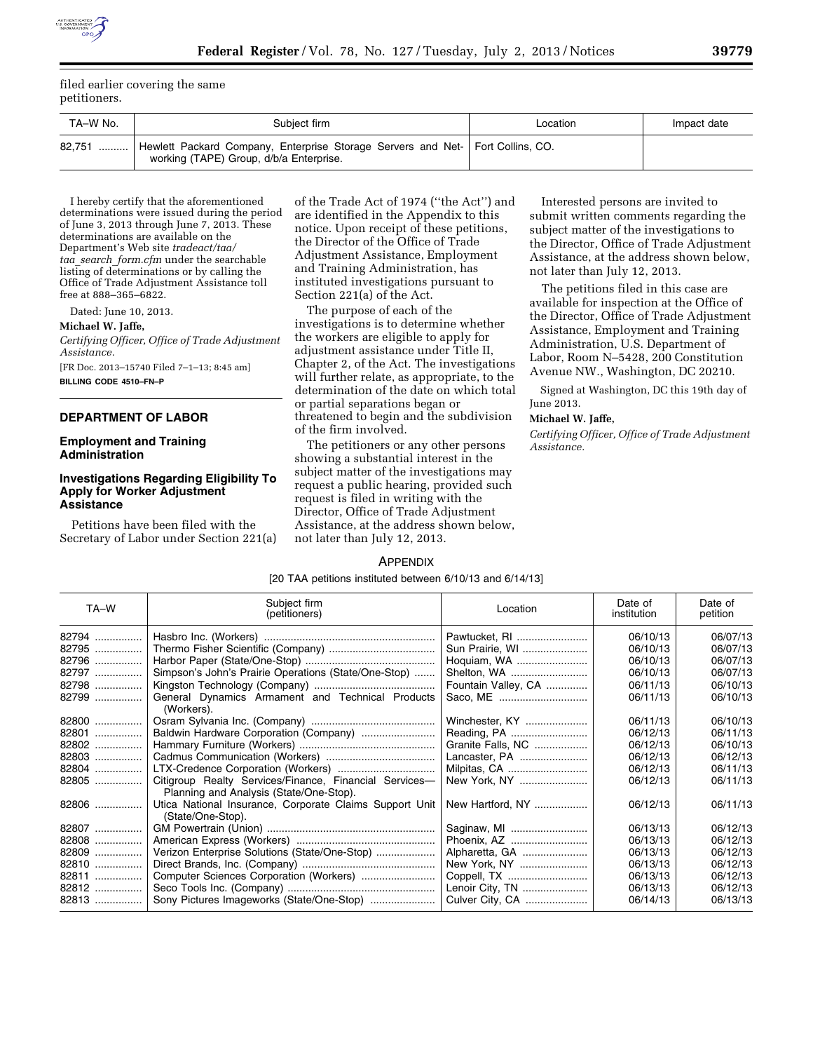filed earlier covering the same petitioners.

| TA–W No. | Subject firm | Location | Impact date |
| --- | --- | --- | --- |
| 82,751 | Hewlett Packard Company, Enterprise Storage Servers and Networking (TAPE) Group, d/b/a Enterprise. | Fort Collins, CO. | |

I hereby certify that the aforementioned determinations were issued during the period of June 3, 2013 through June 7, 2013. These determinations are available on the Department's Web site *tradeact/taa/taa_search_form.cfm* under the searchable listing of determinations or by calling the Office of Trade Adjustment Assistance toll free at 888–365–6822.

Dated: June 10, 2013.

**Michael W. Jaffe,**

*Certifying Officer, Office of Trade Adjustment Assistance.*

[FR Doc. 2013–15740 Filed 7–1–13; 8:45 am]

**BILLING CODE 4510–FN–P**

## DEPARTMENT OF LABOR

### Employment and Training Administration

### Investigations Regarding Eligibility To Apply for Worker Adjustment Assistance

Petitions have been filed with the Secretary of Labor under Section 221(a) of the Trade Act of 1974 (''the Act'') and are identified in the Appendix to this notice. Upon receipt of these petitions, the Director of the Office of Trade Adjustment Assistance, Employment and Training Administration, has instituted investigations pursuant to Section 221(a) of the Act.

The purpose of each of the investigations is to determine whether the workers are eligible to apply for adjustment assistance under Title II, Chapter 2, of the Act. The investigations will further relate, as appropriate, to the determination of the date on which total or partial separations began or threatened to begin and the subdivision of the firm involved.

The petitioners or any other persons showing a substantial interest in the subject matter of the investigations may request a public hearing, provided such request is filed in writing with the Director, Office of Trade Adjustment Assistance, at the address shown below, not later than July 12, 2013.

Interested persons are invited to submit written comments regarding the subject matter of the investigations to the Director, Office of Trade Adjustment Assistance, at the address shown below, not later than July 12, 2013.

The petitions filed in this case are available for inspection at the Office of the Director, Office of Trade Adjustment Assistance, Employment and Training Administration, U.S. Department of Labor, Room N–5428, 200 Constitution Avenue NW., Washington, DC 20210.

Signed at Washington, DC this 19th day of June 2013.

**Michael W. Jaffe,**

*Certifying Officer, Office of Trade Adjustment Assistance.*

APPENDIX

[20 TAA petitions instituted between 6/10/13 and 6/14/13]

| TA–W | Subject firm (petitioners) | Location | Date of institution | Date of petition |
| --- | --- | --- | --- | --- |
| 82794 | Hasbro Inc. (Workers) | Pawtucket, RI | 06/10/13 | 06/07/13 |
| 82795 | Thermo Fisher Scientific (Company) | Sun Prairie, WI | 06/10/13 | 06/07/13 |
| 82796 | Harbor Paper (State/One-Stop) | Hoquiam, WA | 06/10/13 | 06/07/13 |
| 82797 | Simpson's John's Prairie Operations (State/One-Stop) | Shelton, WA | 06/10/13 | 06/07/13 |
| 82798 | Kingston Technology (Company) | Fountain Valley, CA | 06/11/13 | 06/10/13 |
| 82799 | General Dynamics Armament and Technical Products (Workers). | Saco, ME | 06/11/13 | 06/10/13 |
| 82800 | Osram Sylvania Inc. (Company) | Winchester, KY | 06/11/13 | 06/10/13 |
| 82801 | Baldwin Hardware Corporation (Company) | Reading, PA | 06/12/13 | 06/11/13 |
| 82802 | Hammary Furniture (Workers) | Granite Falls, NC | 06/12/13 | 06/10/13 |
| 82803 | Cadmus Communication (Workers) | Lancaster, PA | 06/12/13 | 06/12/13 |
| 82804 | LTX-Credence Corporation (Workers) | Milpitas, CA | 06/12/13 | 06/11/13 |
| 82805 | Citigroup Realty Services/Finance, Financial Services—Planning and Analysis (State/One-Stop). | New York, NY | 06/12/13 | 06/11/13 |
| 82806 | Utica National Insurance, Corporate Claims Support Unit (State/One-Stop). | New Hartford, NY | 06/12/13 | 06/11/13 |
| 82807 | GM Powertrain (Union) | Saginaw, MI | 06/13/13 | 06/12/13 |
| 82808 | American Express (Workers) | Phoenix, AZ | 06/13/13 | 06/12/13 |
| 82809 | Verizon Enterprise Solutions (State/One-Stop) | Alpharetta, GA | 06/13/13 | 06/12/13 |
| 82810 | Direct Brands, Inc. (Company) | New York, NY | 06/13/13 | 06/12/13 |
| 82811 | Computer Sciences Corporation (Workers) | Coppell, TX | 06/13/13 | 06/12/13 |
| 82812 | Seco Tools Inc. (Company) | Lenoir City, TN | 06/13/13 | 06/12/13 |
| 82813 | Sony Pictures Imageworks (State/One-Stop) | Culver City, CA | 06/14/13 | 06/13/13 |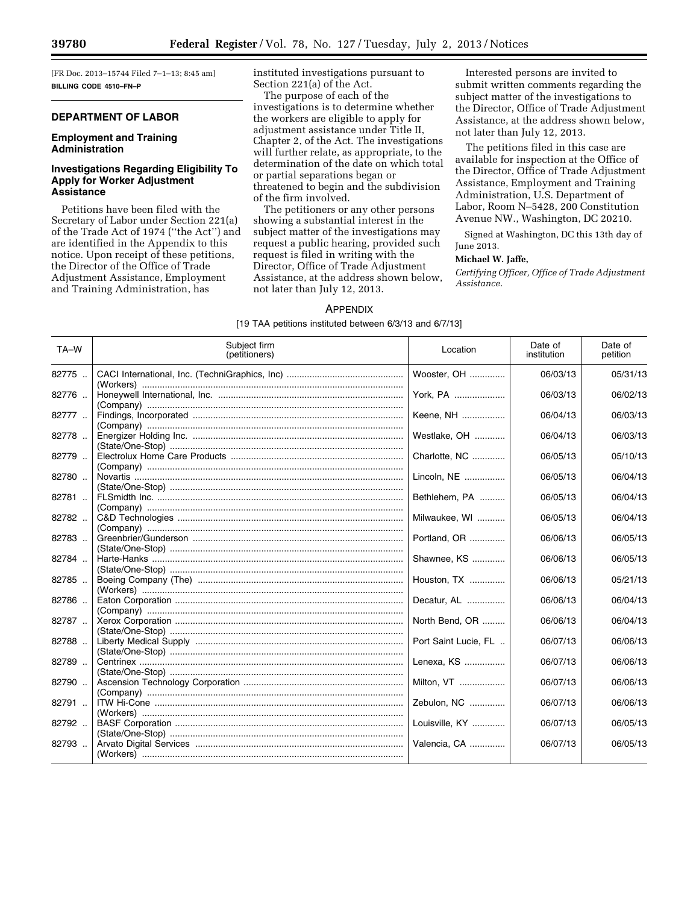[FR Doc. 2013–15744 Filed 7–1–13; 8:45 am]

**BILLING CODE 4510–FN–P**

## DEPARTMENT OF LABOR

### Employment and Training Administration

### Investigations Regarding Eligibility To Apply for Worker Adjustment Assistance

Petitions have been filed with the Secretary of Labor under Section 221(a) of the Trade Act of 1974 (''the Act'') and are identified in the Appendix to this notice. Upon receipt of these petitions, the Director of the Office of Trade Adjustment Assistance, Employment and Training Administration, has instituted investigations pursuant to Section 221(a) of the Act.

The purpose of each of the investigations is to determine whether the workers are eligible to apply for adjustment assistance under Title II, Chapter 2, of the Act. The investigations will further relate, as appropriate, to the determination of the date on which total or partial separations began or threatened to begin and the subdivision of the firm involved.

The petitioners or any other persons showing a substantial interest in the subject matter of the investigations may request a public hearing, provided such request is filed in writing with the Director, Office of Trade Adjustment Assistance, at the address shown below, not later than July 12, 2013.

Interested persons are invited to submit written comments regarding the subject matter of the investigations to the Director, Office of Trade Adjustment Assistance, at the address shown below, not later than July 12, 2013.

The petitions filed in this case are available for inspection at the Office of the Director, Office of Trade Adjustment Assistance, Employment and Training Administration, U.S. Department of Labor, Room N–5428, 200 Constitution Avenue NW., Washington, DC 20210.

Signed at Washington, DC this 13th day of June 2013.

**Michael W. Jaffe,**

*Certifying Officer, Office of Trade Adjustment Assistance.*

## APPENDIX

[19 TAA petitions instituted between 6/3/13 and 6/7/13]

| TA–W | Subject firm (petitioners) | Location | Date of institution | Date of petition |
|---|---|---|---|---|
| 82775 | CACI International, Inc. (TechniGraphics, Inc) (Workers) | Wooster, OH | 06/03/13 | 05/31/13 |
| 82776 | Honeywell International, Inc. (Company) | York, PA | 06/03/13 | 06/02/13 |
| 82777 | Findings, Incorporated (Company) | Keene, NH | 06/04/13 | 06/03/13 |
| 82778 | Energizer Holding Inc. (State/One-Stop) | Westlake, OH | 06/04/13 | 06/03/13 |
| 82779 | Electrolux Home Care Products (Company) | Charlotte, NC | 06/05/13 | 05/10/13 |
| 82780 | Novartis (State/One-Stop) | Lincoln, NE | 06/05/13 | 06/04/13 |
| 82781 | FLSmidth Inc. (Company) | Bethlehem, PA | 06/05/13 | 06/04/13 |
| 82782 | C&D Technologies (Company) | Milwaukee, WI | 06/05/13 | 06/04/13 |
| 82783 | Greenbrier/Gunderson (State/One-Stop) | Portland, OR | 06/06/13 | 06/05/13 |
| 82784 | Harte-Hanks (State/One-Stop) | Shawnee, KS | 06/06/13 | 06/05/13 |
| 82785 | Boeing Company (The) (Workers) | Houston, TX | 06/06/13 | 05/21/13 |
| 82786 | Eaton Corporation (Company) | Decatur, AL | 06/06/13 | 06/04/13 |
| 82787 | Xerox Corporation (State/One-Stop) | North Bend, OR | 06/06/13 | 06/04/13 |
| 82788 | Liberty Medical Supply (State/One-Stop) | Port Saint Lucie, FL | 06/07/13 | 06/06/13 |
| 82789 | Centrinex (State/One-Stop) | Lenexa, KS | 06/07/13 | 06/06/13 |
| 82790 | Ascension Technology Corporation (Company) | Milton, VT | 06/07/13 | 06/06/13 |
| 82791 | ITW Hi-Cone (Workers) | Zebulon, NC | 06/07/13 | 06/06/13 |
| 82792 | BASF Corporation (State/One-Stop) | Louisville, KY | 06/07/13 | 06/05/13 |
| 82793 | Arvato Digital Services (Workers) | Valencia, CA | 06/07/13 | 06/05/13 |